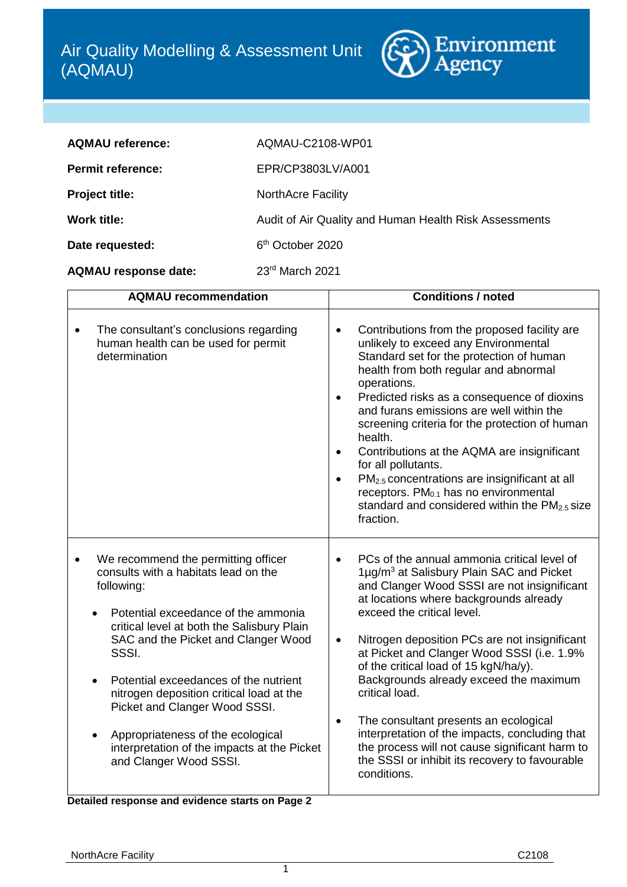# Air Quality Modelling & Assessment Unit (AQMAU)

Environment Agency

| | |
|---|---|
| **AQMAU reference:** | AQMAU-C2108-WP01 |
| **Permit reference:** | EPR/CP3803LV/A001 |
| **Project title:** | NorthAcre Facility |
| **Work title:** | Audit of Air Quality and Human Health Risk Assessments |
| **Date requested:** | 6th October 2020 |
| **AQMAU response date:** | 23rd March 2021 |

| AQMAU recommendation | Conditions / noted |
|---|---|
| • The consultant's conclusions regarding human health can be used for permit determination | • Contributions from the proposed facility are unlikely to exceed any Environmental Standard set for the protection of human health from both regular and abnormal operations.<br>• Predicted risks as a consequence of dioxins and furans emissions are well within the screening criteria for the protection of human health.<br>• Contributions at the AQMA are insignificant for all pollutants.<br>• $PM_{2.5}$ concentrations are insignificant at all receptors. $PM_{0.1}$ has no environmental standard and considered within the $PM_{2.5}$ size fraction. |
| • We recommend the permitting officer consults with a habitats lead on the following:<br>◦ Potential exceedance of the ammonia critical level at both the Salisbury Plain SAC and the Picket and Clanger Wood SSSI.<br>◦ Potential exceedances of the nutrient nitrogen deposition critical load at the Picket and Clanger Wood SSSI.<br>◦ Appropriateness of the ecological interpretation of the impacts at the Picket and Clanger Wood SSSI. | • PCs of the annual ammonia critical level of 1µg/m$^3$ at Salisbury Plain SAC and Picket and Clanger Wood SSSI are not insignificant at locations where backgrounds already exceed the critical level.<br>• Nitrogen deposition PCs are not insignificant at Picket and Clanger Wood SSSI (i.e. 1.9% of the critical load of 15 kgN/ha/y). Backgrounds already exceed the maximum critical load.<br>• The consultant presents an ecological interpretation of the impacts, concluding that the process will not cause significant harm to the SSSI or inhibit its recovery to favourable conditions. |

**Detailed response and evidence starts on Page 2**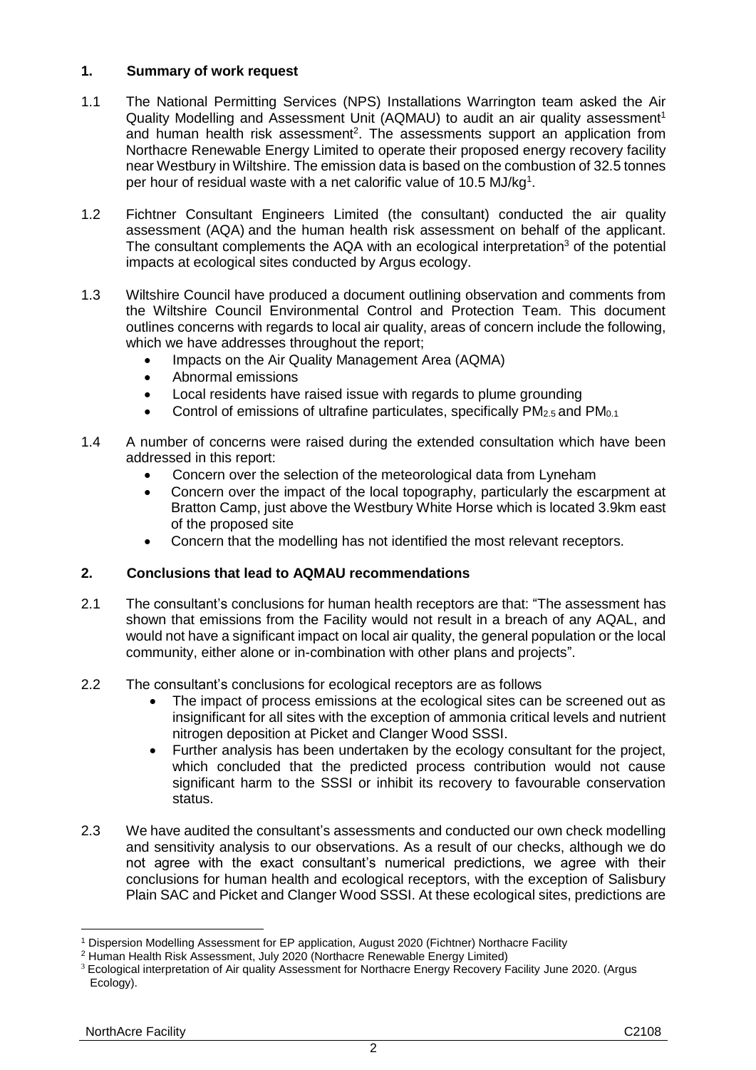## 1. Summary of work request

1.1 The National Permitting Services (NPS) Installations Warrington team asked the Air Quality Modelling and Assessment Unit (AQMAU) to audit an air quality assessment[1] and human health risk assessment[2]. The assessments support an application from Northacre Renewable Energy Limited to operate their proposed energy recovery facility near Westbury in Wiltshire. The emission data is based on the combustion of 32.5 tonnes per hour of residual waste with a net calorific value of 10.5 MJ/kg[1].

1.2 Fichtner Consultant Engineers Limited (the consultant) conducted the air quality assessment (AQA) and the human health risk assessment on behalf of the applicant. The consultant complements the AQA with an ecological interpretation[3] of the potential impacts at ecological sites conducted by Argus ecology.

1.3 Wiltshire Council have produced a document outlining observation and comments from the Wiltshire Council Environmental Control and Protection Team. This document outlines concerns with regards to local air quality, areas of concern include the following, which we have addresses throughout the report;

- Impacts on the Air Quality Management Area (AQMA)
- Abnormal emissions
- Local residents have raised issue with regards to plume grounding
- Control of emissions of ultrafine particulates, specifically $PM_{2.5}$ and $PM_{0.1}$

1.4 A number of concerns were raised during the extended consultation which have been addressed in this report:

- Concern over the selection of the meteorological data from Lyneham
- Concern over the impact of the local topography, particularly the escarpment at Bratton Camp, just above the Westbury White Horse which is located 3.9km east of the proposed site
- Concern that the modelling has not identified the most relevant receptors.

## 2. Conclusions that lead to AQMAU recommendations

2.1 The consultant's conclusions for human health receptors are that: "The assessment has shown that emissions from the Facility would not result in a breach of any AQAL, and would not have a significant impact on local air quality, the general population or the local community, either alone or in-combination with other plans and projects".

2.2 The consultant's conclusions for ecological receptors are as follows

- The impact of process emissions at the ecological sites can be screened out as insignificant for all sites with the exception of ammonia critical levels and nutrient nitrogen deposition at Picket and Clanger Wood SSSI.
- Further analysis has been undertaken by the ecology consultant for the project, which concluded that the predicted process contribution would not cause significant harm to the SSSI or inhibit its recovery to favourable conservation status.

2.3 We have audited the consultant's assessments and conducted our own check modelling and sensitivity analysis to our observations. As a result of our checks, although we do not agree with the exact consultant's numerical predictions, we agree with their conclusions for human health and ecological receptors, with the exception of Salisbury Plain SAC and Picket and Clanger Wood SSSI. At these ecological sites, predictions are

---

[1] Dispersion Modelling Assessment for EP application, August 2020 (Fichtner) Northacre Facility

[2] Human Health Risk Assessment, July 2020 (Northacre Renewable Energy Limited)

[3] Ecological interpretation of Air quality Assessment for Northacre Energy Recovery Facility June 2020. (Argus Ecology).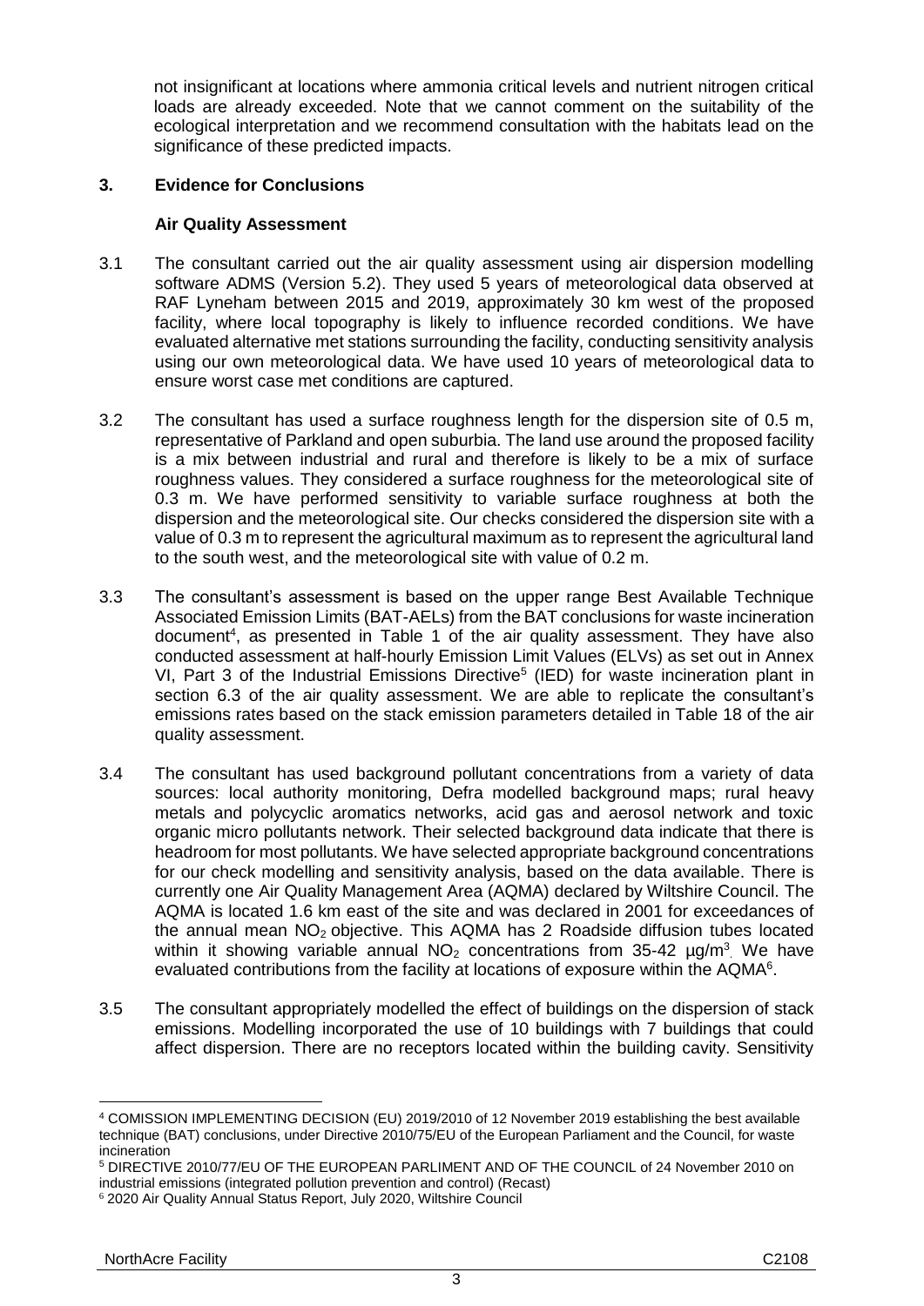not insignificant at locations where ammonia critical levels and nutrient nitrogen critical loads are already exceeded. Note that we cannot comment on the suitability of the ecological interpretation and we recommend consultation with the habitats lead on the significance of these predicted impacts.

## 3. Evidence for Conclusions

### Air Quality Assessment

3.1 The consultant carried out the air quality assessment using air dispersion modelling software ADMS (Version 5.2). They used 5 years of meteorological data observed at RAF Lyneham between 2015 and 2019, approximately 30 km west of the proposed facility, where local topography is likely to influence recorded conditions. We have evaluated alternative met stations surrounding the facility, conducting sensitivity analysis using our own meteorological data. We have used 10 years of meteorological data to ensure worst case met conditions are captured.

3.2 The consultant has used a surface roughness length for the dispersion site of 0.5 m, representative of Parkland and open suburbia. The land use around the proposed facility is a mix between industrial and rural and therefore is likely to be a mix of surface roughness values. They considered a surface roughness for the meteorological site of 0.3 m. We have performed sensitivity to variable surface roughness at both the dispersion and the meteorological site. Our checks considered the dispersion site with a value of 0.3 m to represent the agricultural maximum as to represent the agricultural land to the south west, and the meteorological site with value of 0.2 m.

3.3 The consultant's assessment is based on the upper range Best Available Technique Associated Emission Limits (BAT-AELs) from the BAT conclusions for waste incineration document[4], as presented in Table 1 of the air quality assessment. They have also conducted assessment at half-hourly Emission Limit Values (ELVs) as set out in Annex VI, Part 3 of the Industrial Emissions Directive[5] (IED) for waste incineration plant in section 6.3 of the air quality assessment. We are able to replicate the consultant's emissions rates based on the stack emission parameters detailed in Table 18 of the air quality assessment.

3.4 The consultant has used background pollutant concentrations from a variety of data sources: local authority monitoring, Defra modelled background maps; rural heavy metals and polycyclic aromatics networks, acid gas and aerosol network and toxic organic micro pollutants network. Their selected background data indicate that there is headroom for most pollutants. We have selected appropriate background concentrations for our check modelling and sensitivity analysis, based on the data available. There is currently one Air Quality Management Area (AQMA) declared by Wiltshire Council. The AQMA is located 1.6 km east of the site and was declared in 2001 for exceedances of the annual mean $NO_2$ objective. This AQMA has 2 Roadside diffusion tubes located within it showing variable annual $NO_2$ concentrations from 35-42 $\mu g/m^3$. We have evaluated contributions from the facility at locations of exposure within the AQMA[6].

3.5 The consultant appropriately modelled the effect of buildings on the dispersion of stack emissions. Modelling incorporated the use of 10 buildings with 7 buildings that could affect dispersion. There are no receptors located within the building cavity. Sensitivity

---

[4] COMISSION IMPLEMENTING DECISION (EU) 2019/2010 of 12 November 2019 establishing the best available technique (BAT) conclusions, under Directive 2010/75/EU of the European Parliament and the Council, for waste incineration

[5] DIRECTIVE 2010/77/EU OF THE EUROPEAN PARLIMENT AND OF THE COUNCIL of 24 November 2010 on industrial emissions (integrated pollution prevention and control) (Recast)

[6] 2020 Air Quality Annual Status Report, July 2020, Wiltshire Council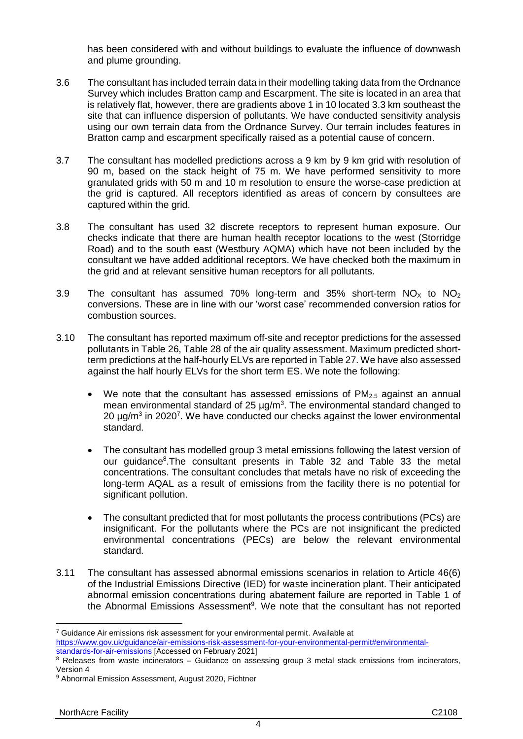has been considered with and without buildings to evaluate the influence of downwash and plume grounding.

3.6 The consultant has included terrain data in their modelling taking data from the Ordnance Survey which includes Bratton camp and Escarpment. The site is located in an area that is relatively flat, however, there are gradients above 1 in 10 located 3.3 km southeast the site that can influence dispersion of pollutants. We have conducted sensitivity analysis using our own terrain data from the Ordnance Survey. Our terrain includes features in Bratton camp and escarpment specifically raised as a potential cause of concern.

3.7 The consultant has modelled predictions across a 9 km by 9 km grid with resolution of 90 m, based on the stack height of 75 m. We have performed sensitivity to more granulated grids with 50 m and 10 m resolution to ensure the worse-case prediction at the grid is captured. All receptors identified as areas of concern by consultees are captured within the grid.

3.8 The consultant has used 32 discrete receptors to represent human exposure. Our checks indicate that there are human health receptor locations to the west (Storridge Road) and to the south east (Westbury AQMA) which have not been included by the consultant we have added additional receptors. We have checked both the maximum in the grid and at relevant sensitive human receptors for all pollutants.

3.9 The consultant has assumed 70% long-term and 35% short-term $NO_X$ to $NO_2$ conversions. These are in line with our 'worst case' recommended conversion ratios for combustion sources.

3.10 The consultant has reported maximum off-site and receptor predictions for the assessed pollutants in Table 26, Table 28 of the air quality assessment. Maximum predicted short-term predictions at the half-hourly ELVs are reported in Table 27. We have also assessed against the half hourly ELVs for the short term ES. We note the following:

- We note that the consultant has assessed emissions of $PM_{2.5}$ against an annual mean environmental standard of 25 µg/m$^3$. The environmental standard changed to 20 µg/m$^3$ in 2020[7]. We have conducted our checks against the lower environmental standard.
- The consultant has modelled group 3 metal emissions following the latest version of our guidance[8].The consultant presents in Table 32 and Table 33 the metal concentrations. The consultant concludes that metals have no risk of exceeding the long-term AQAL as a result of emissions from the facility there is no potential for significant pollution.
- The consultant predicted that for most pollutants the process contributions (PCs) are insignificant. For the pollutants where the PCs are not insignificant the predicted environmental concentrations (PECs) are below the relevant environmental standard.

3.11 The consultant has assessed abnormal emissions scenarios in relation to Article 46(6) of the Industrial Emissions Directive (IED) for waste incineration plant. Their anticipated abnormal emission concentrations during abatement failure are reported in Table 1 of the Abnormal Emissions Assessment[9]. We note that the consultant has not reported

---

[7] Guidance Air emissions risk assessment for your environmental permit. Available at https://www.gov.uk/guidance/air-emissions-risk-assessment-for-your-environmental-permit#environmental-standards-for-air-emissions [Accessed on February 2021]

[8] Releases from waste incinerators – Guidance on assessing group 3 metal stack emissions from incinerators, Version 4

[9] Abnormal Emission Assessment, August 2020, Fichtner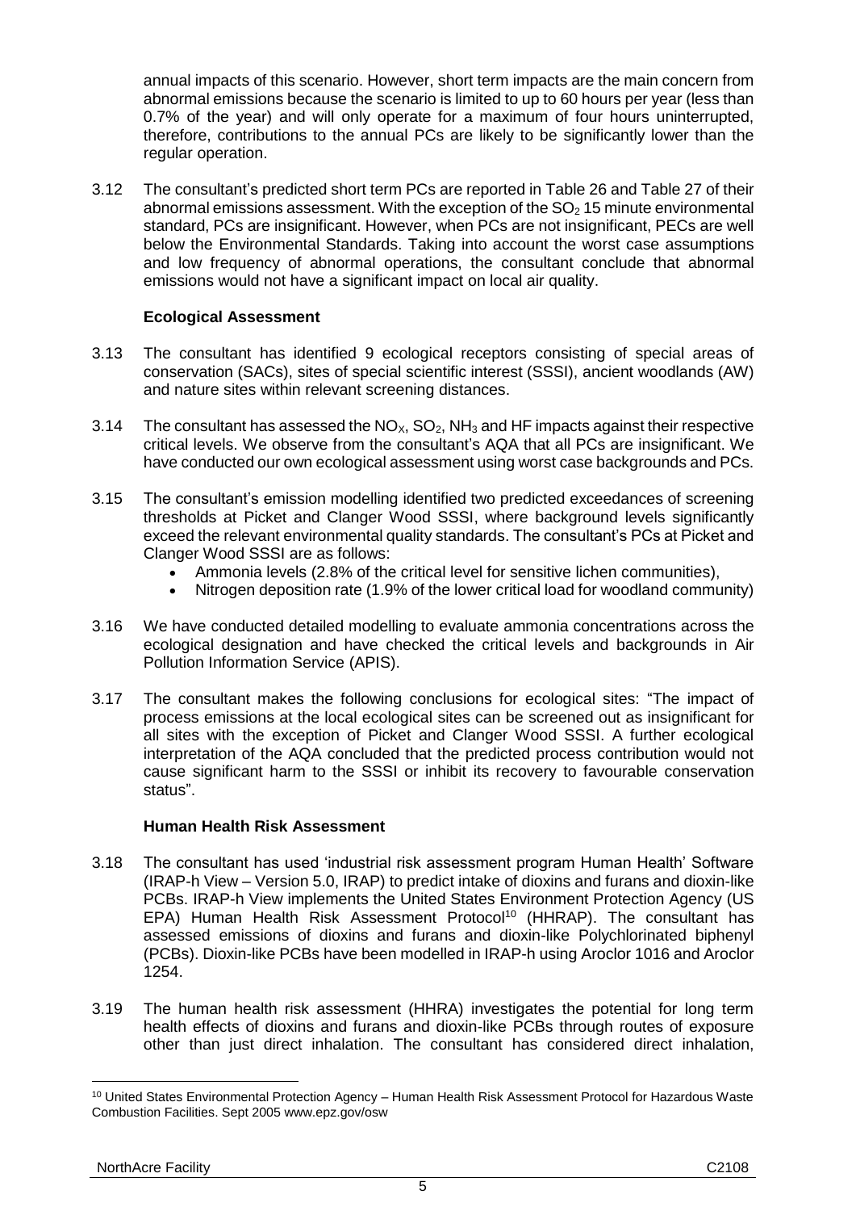annual impacts of this scenario. However, short term impacts are the main concern from abnormal emissions because the scenario is limited to up to 60 hours per year (less than 0.7% of the year) and will only operate for a maximum of four hours uninterrupted, therefore, contributions to the annual PCs are likely to be significantly lower than the regular operation.

3.12 The consultant's predicted short term PCs are reported in Table 26 and Table 27 of their abnormal emissions assessment. With the exception of the $SO_2$ 15 minute environmental standard, PCs are insignificant. However, when PCs are not insignificant, PECs are well below the Environmental Standards. Taking into account the worst case assumptions and low frequency of abnormal operations, the consultant conclude that abnormal emissions would not have a significant impact on local air quality.

**Ecological Assessment**

3.13 The consultant has identified 9 ecological receptors consisting of special areas of conservation (SACs), sites of special scientific interest (SSSI), ancient woodlands (AW) and nature sites within relevant screening distances.

3.14 The consultant has assessed the $NO_X$, $SO_2$, $NH_3$ and HF impacts against their respective critical levels. We observe from the consultant's AQA that all PCs are insignificant. We have conducted our own ecological assessment using worst case backgrounds and PCs.

3.15 The consultant's emission modelling identified two predicted exceedances of screening thresholds at Picket and Clanger Wood SSSI, where background levels significantly exceed the relevant environmental quality standards. The consultant's PCs at Picket and Clanger Wood SSSI are as follows:

- Ammonia levels (2.8% of the critical level for sensitive lichen communities),
- Nitrogen deposition rate (1.9% of the lower critical load for woodland community)

3.16 We have conducted detailed modelling to evaluate ammonia concentrations across the ecological designation and have checked the critical levels and backgrounds in Air Pollution Information Service (APIS).

3.17 The consultant makes the following conclusions for ecological sites: "The impact of process emissions at the local ecological sites can be screened out as insignificant for all sites with the exception of Picket and Clanger Wood SSSI. A further ecological interpretation of the AQA concluded that the predicted process contribution would not cause significant harm to the SSSI or inhibit its recovery to favourable conservation status".

**Human Health Risk Assessment**

3.18 The consultant has used 'industrial risk assessment program Human Health' Software (IRAP-h View – Version 5.0, IRAP) to predict intake of dioxins and furans and dioxin-like PCBs. IRAP-h View implements the United States Environment Protection Agency (US EPA) Human Health Risk Assessment Protocol[10] (HHRAP). The consultant has assessed emissions of dioxins and furans and dioxin-like Polychlorinated biphenyl (PCBs). Dioxin-like PCBs have been modelled in IRAP-h using Aroclor 1016 and Aroclor 1254.

3.19 The human health risk assessment (HHRA) investigates the potential for long term health effects of dioxins and furans and dioxin-like PCBs through routes of exposure other than just direct inhalation. The consultant has considered direct inhalation,

[10] United States Environmental Protection Agency – Human Health Risk Assessment Protocol for Hazardous Waste Combustion Facilities. Sept 2005 www.epz.gov/osw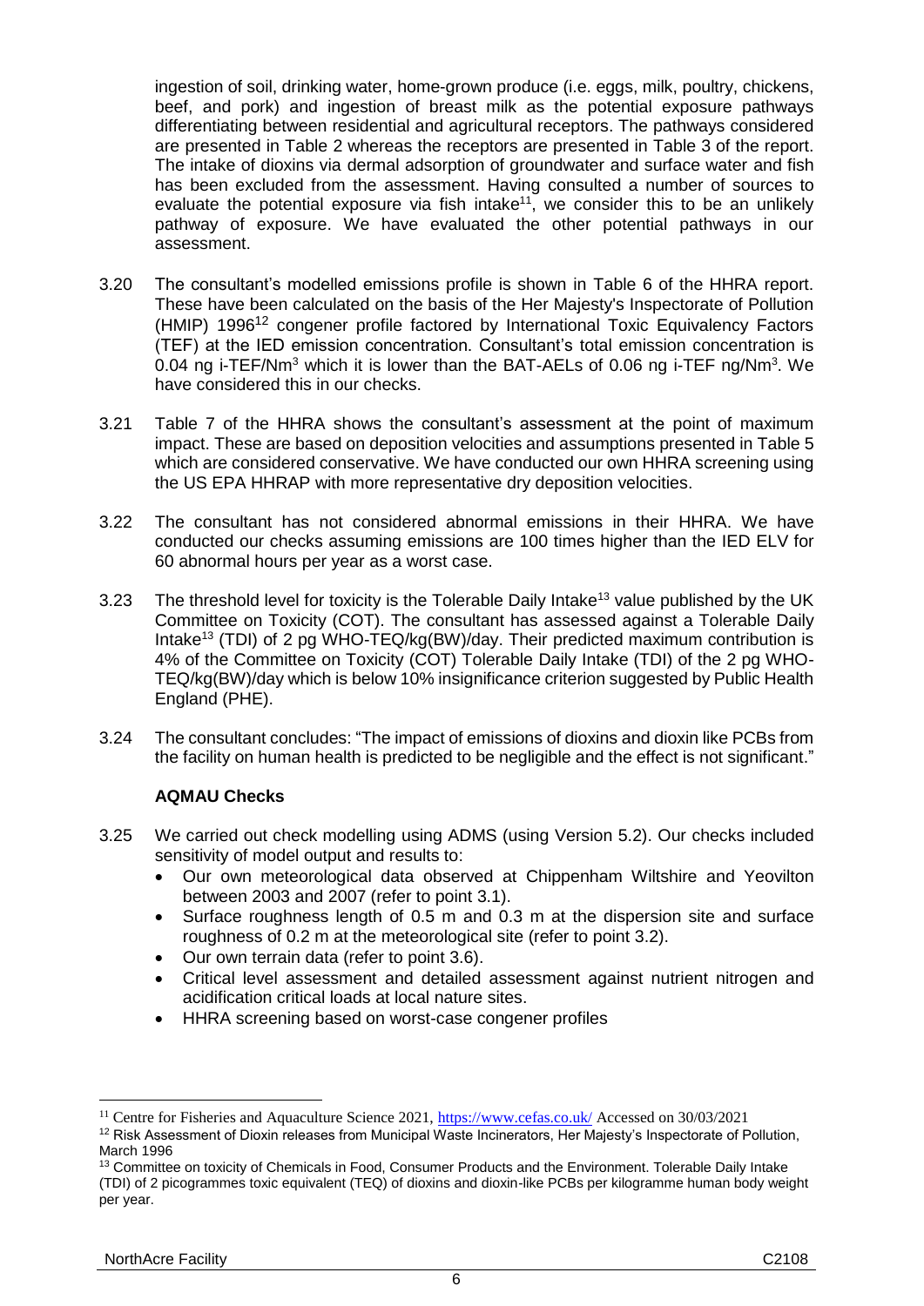ingestion of soil, drinking water, home-grown produce (i.e. eggs, milk, poultry, chickens, beef, and pork) and ingestion of breast milk as the potential exposure pathways differentiating between residential and agricultural receptors. The pathways considered are presented in Table 2 whereas the receptors are presented in Table 3 of the report. The intake of dioxins via dermal adsorption of groundwater and surface water and fish has been excluded from the assessment. Having consulted a number of sources to evaluate the potential exposure via fish intake[11], we consider this to be an unlikely pathway of exposure. We have evaluated the other potential pathways in our assessment.

3.20 The consultant's modelled emissions profile is shown in Table 6 of the HHRA report. These have been calculated on the basis of the Her Majesty's Inspectorate of Pollution (HMIP) 1996[12] congener profile factored by International Toxic Equivalency Factors (TEF) at the IED emission concentration. Consultant's total emission concentration is 0.04 ng i-TEF/Nm$^3$ which it is lower than the BAT-AELs of 0.06 ng i-TEF ng/Nm$^3$. We have considered this in our checks.

3.21 Table 7 of the HHRA shows the consultant's assessment at the point of maximum impact. These are based on deposition velocities and assumptions presented in Table 5 which are considered conservative. We have conducted our own HHRA screening using the US EPA HHRAP with more representative dry deposition velocities.

3.22 The consultant has not considered abnormal emissions in their HHRA. We have conducted our checks assuming emissions are 100 times higher than the IED ELV for 60 abnormal hours per year as a worst case.

3.23 The threshold level for toxicity is the Tolerable Daily Intake[13] value published by the UK Committee on Toxicity (COT). The consultant has assessed against a Tolerable Daily Intake[13] (TDI) of 2 pg WHO-TEQ/kg(BW)/day. Their predicted maximum contribution is 4% of the Committee on Toxicity (COT) Tolerable Daily Intake (TDI) of the 2 pg WHO-TEQ/kg(BW)/day which is below 10% insignificance criterion suggested by Public Health England (PHE).

3.24 The consultant concludes: "The impact of emissions of dioxins and dioxin like PCBs from the facility on human health is predicted to be negligible and the effect is not significant."

**AQMAU Checks**

3.25 We carried out check modelling using ADMS (using Version 5.2). Our checks included sensitivity of model output and results to:

- Our own meteorological data observed at Chippenham Wiltshire and Yeovilton between 2003 and 2007 (refer to point 3.1).
- Surface roughness length of 0.5 m and 0.3 m at the dispersion site and surface roughness of 0.2 m at the meteorological site (refer to point 3.2).
- Our own terrain data (refer to point 3.6).
- Critical level assessment and detailed assessment against nutrient nitrogen and acidification critical loads at local nature sites.
- HHRA screening based on worst-case congener profiles

---

[11] Centre for Fisheries and Aquaculture Science 2021, https://www.cefas.co.uk/ Accessed on 30/03/2021

[12] Risk Assessment of Dioxin releases from Municipal Waste Incinerators, Her Majesty's Inspectorate of Pollution, March 1996

[13] Committee on toxicity of Chemicals in Food, Consumer Products and the Environment. Tolerable Daily Intake (TDI) of 2 picogrammes toxic equivalent (TEQ) of dioxins and dioxin-like PCBs per kilogramme human body weight per year.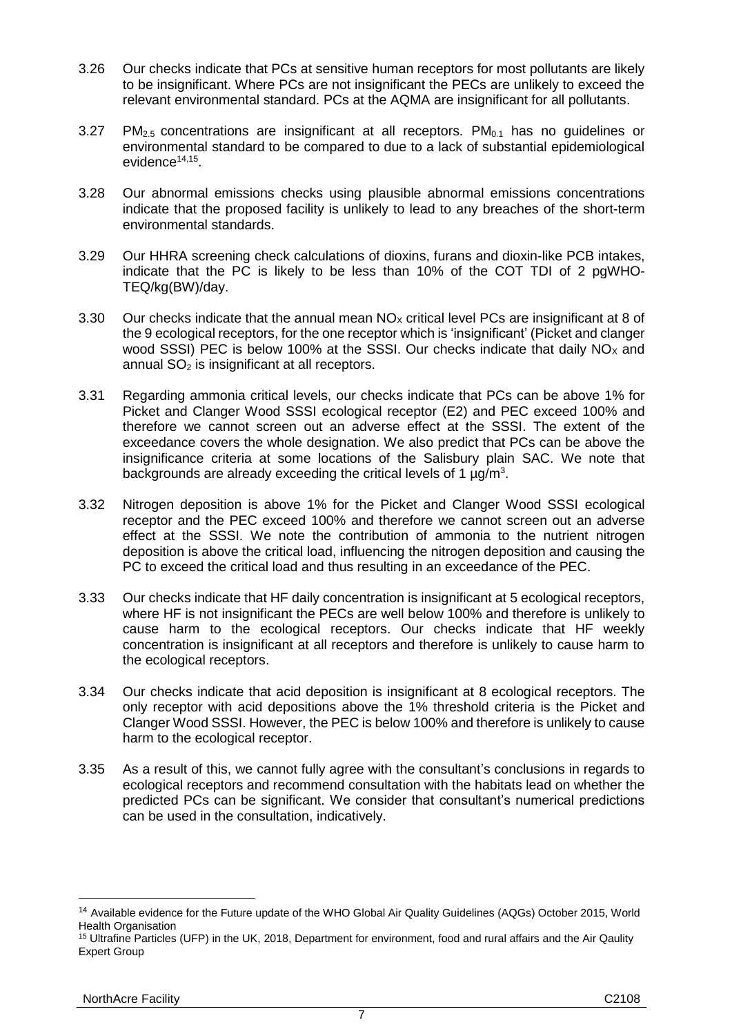3.26 Our checks indicate that PCs at sensitive human receptors for most pollutants are likely to be insignificant. Where PCs are not insignificant the PECs are unlikely to exceed the relevant environmental standard. PCs at the AQMA are insignificant for all pollutants.

3.27 $PM_{2.5}$ concentrations are insignificant at all receptors. $PM_{0.1}$ has no guidelines or environmental standard to be compared to due to a lack of substantial epidemiological evidence[14,15].

3.28 Our abnormal emissions checks using plausible abnormal emissions concentrations indicate that the proposed facility is unlikely to lead to any breaches of the short-term environmental standards.

3.29 Our HHRA screening check calculations of dioxins, furans and dioxin-like PCB intakes, indicate that the PC is likely to be less than 10% of the COT TDI of 2 pgWHO-TEQ/kg(BW)/day.

3.30 Our checks indicate that the annual mean $NO_X$ critical level PCs are insignificant at 8 of the 9 ecological receptors, for the one receptor which is 'insignificant' (Picket and clanger wood SSSI) PEC is below 100% at the SSSI. Our checks indicate that daily $NO_X$ and annual $SO_2$ is insignificant at all receptors.

3.31 Regarding ammonia critical levels, our checks indicate that PCs can be above 1% for Picket and Clanger Wood SSSI ecological receptor (E2) and PEC exceed 100% and therefore we cannot screen out an adverse effect at the SSSI. The extent of the exceedance covers the whole designation. We also predict that PCs can be above the insignificance criteria at some locations of the Salisbury plain SAC. We note that backgrounds are already exceeding the critical levels of 1 µg/m$^3$.

3.32 Nitrogen deposition is above 1% for the Picket and Clanger Wood SSSI ecological receptor and the PEC exceed 100% and therefore we cannot screen out an adverse effect at the SSSI. We note the contribution of ammonia to the nutrient nitrogen deposition is above the critical load, influencing the nitrogen deposition and causing the PC to exceed the critical load and thus resulting in an exceedance of the PEC.

3.33 Our checks indicate that HF daily concentration is insignificant at 5 ecological receptors, where HF is not insignificant the PECs are well below 100% and therefore is unlikely to cause harm to the ecological receptors. Our checks indicate that HF weekly concentration is insignificant at all receptors and therefore is unlikely to cause harm to the ecological receptors.

3.34 Our checks indicate that acid deposition is insignificant at 8 ecological receptors. The only receptor with acid depositions above the 1% threshold criteria is the Picket and Clanger Wood SSSI. However, the PEC is below 100% and therefore is unlikely to cause harm to the ecological receptor.

3.35 As a result of this, we cannot fully agree with the consultant's conclusions in regards to ecological receptors and recommend consultation with the habitats lead on whether the predicted PCs can be significant. We consider that consultant's numerical predictions can be used in the consultation, indicatively.

---

[14] Available evidence for the Future update of the WHO Global Air Quality Guidelines (AQGs) October 2015, World Health Organisation

[15] Ultrafine Particles (UFP) in the UK, 2018, Department for environment, food and rural affairs and the Air Qaulity Expert Group